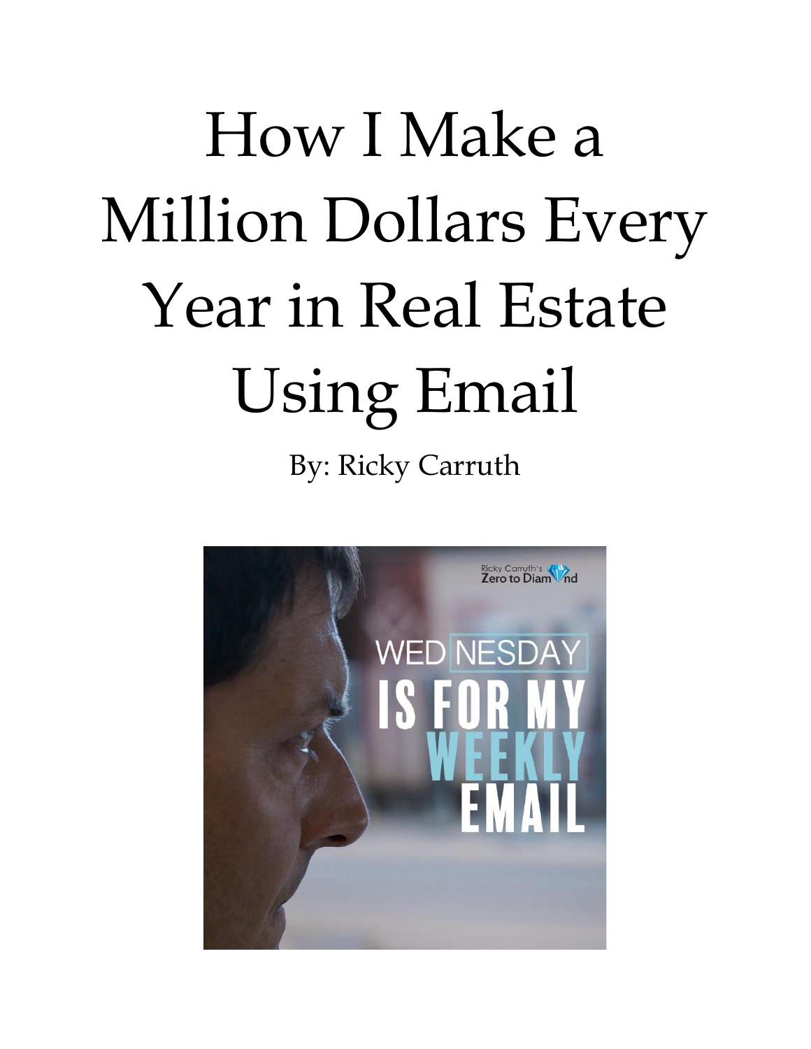# How I Make a Million Dollars Every Year in Real Estate Using Email

By: Ricky Carruth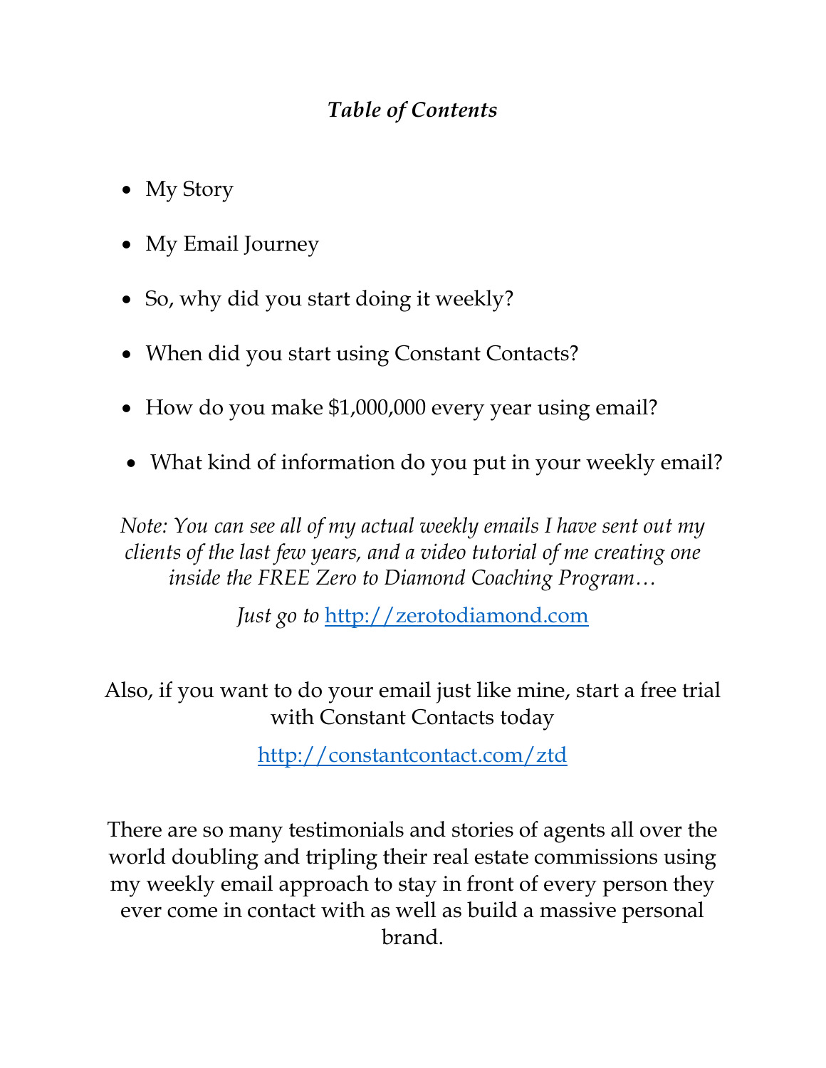# *Table of Contents*

- My Story
- My Email Journey
- So, why did you start doing it weekly?
- When did you start using Constant Contacts?
- How do you make $1,000,000 every year using email?
- What kind of information do you put in your weekly email?

*Note: You can see all of my actual weekly emails I have sent out my clients of the last few years, and a video tutorial of me creating one inside the FREE Zero to Diamond Coaching Program…*

*Just go to* [http://zerotodiamond.com](http://zerotodiamond.com)

Also, if you want to do your email just like mine, start a free trial with Constant Contacts today

[http://constantcontact.com/ztd](http://constantcontact.com/ztd)

There are so many testimonials and stories of agents all over the world doubling and tripling their real estate commissions using my weekly email approach to stay in front of every person they ever come in contact with as well as build a massive personal brand.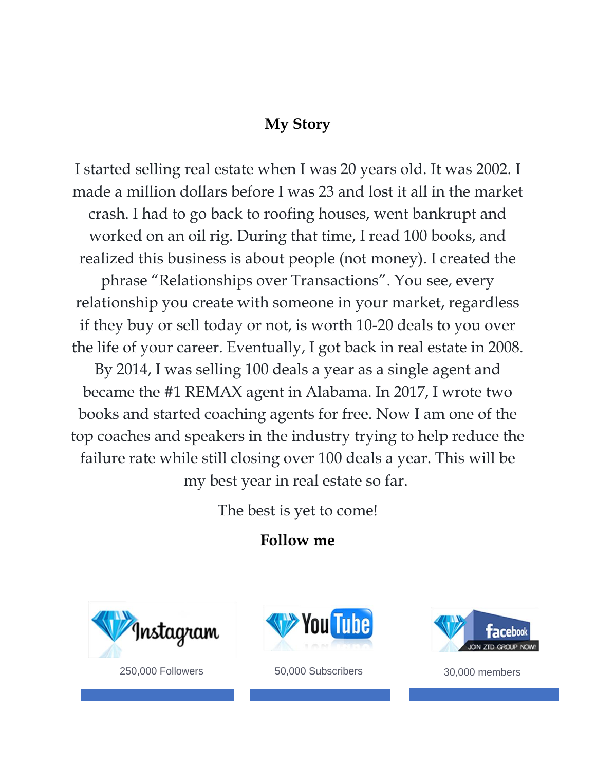## My Story

I started selling real estate when I was 20 years old. It was 2002. I made a million dollars before I was 23 and lost it all in the market crash. I had to go back to roofing houses, went bankrupt and worked on an oil rig. During that time, I read 100 books, and realized this business is about people (not money). I created the phrase "Relationships over Transactions". You see, every relationship you create with someone in your market, regardless if they buy or sell today or not, is worth 10-20 deals to you over the life of your career. Eventually, I got back in real estate in 2008. By 2014, I was selling 100 deals a year as a single agent and became the #1 REMAX agent in Alabama. In 2017, I wrote two books and started coaching agents for free. Now I am one of the top coaches and speakers in the industry trying to help reduce the failure rate while still closing over 100 deals a year. This will be my best year in real estate so far.

The best is yet to come!

**Follow me**

Instagram — 250,000 Followers

YouTube — 50,000 Subscribers

facebook — JOIN ZTD GROUP NOW! — 30,000 members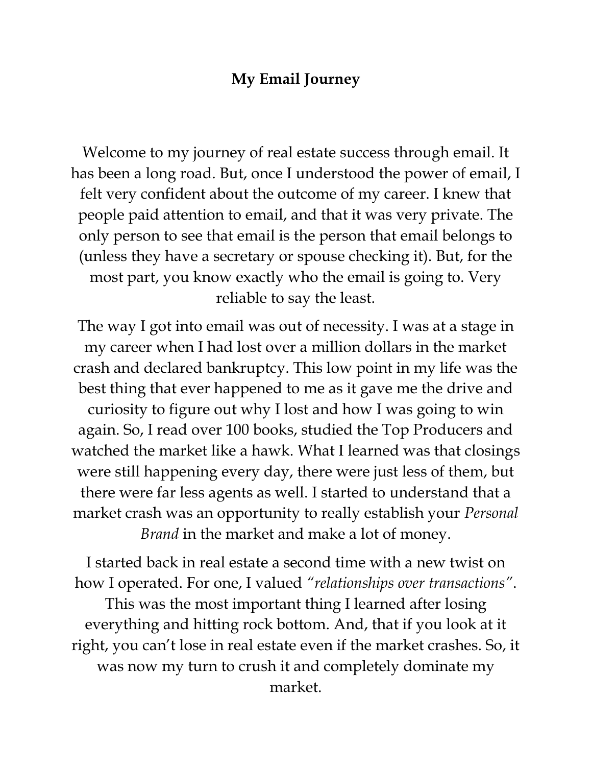# My Email Journey

Welcome to my journey of real estate success through email. It has been a long road. But, once I understood the power of email, I felt very confident about the outcome of my career. I knew that people paid attention to email, and that it was very private. The only person to see that email is the person that email belongs to (unless they have a secretary or spouse checking it). But, for the most part, you know exactly who the email is going to. Very reliable to say the least.

The way I got into email was out of necessity. I was at a stage in my career when I had lost over a million dollars in the market crash and declared bankruptcy. This low point in my life was the best thing that ever happened to me as it gave me the drive and curiosity to figure out why I lost and how I was going to win again. So, I read over 100 books, studied the Top Producers and watched the market like a hawk. What I learned was that closings were still happening every day, there were just less of them, but there were far less agents as well. I started to understand that a market crash was an opportunity to really establish your *Personal Brand* in the market and make a lot of money.

I started back in real estate a second time with a new twist on how I operated. For one, I valued *"relationships over transactions"*. This was the most important thing I learned after losing everything and hitting rock bottom. And, that if you look at it right, you can't lose in real estate even if the market crashes. So, it was now my turn to crush it and completely dominate my market.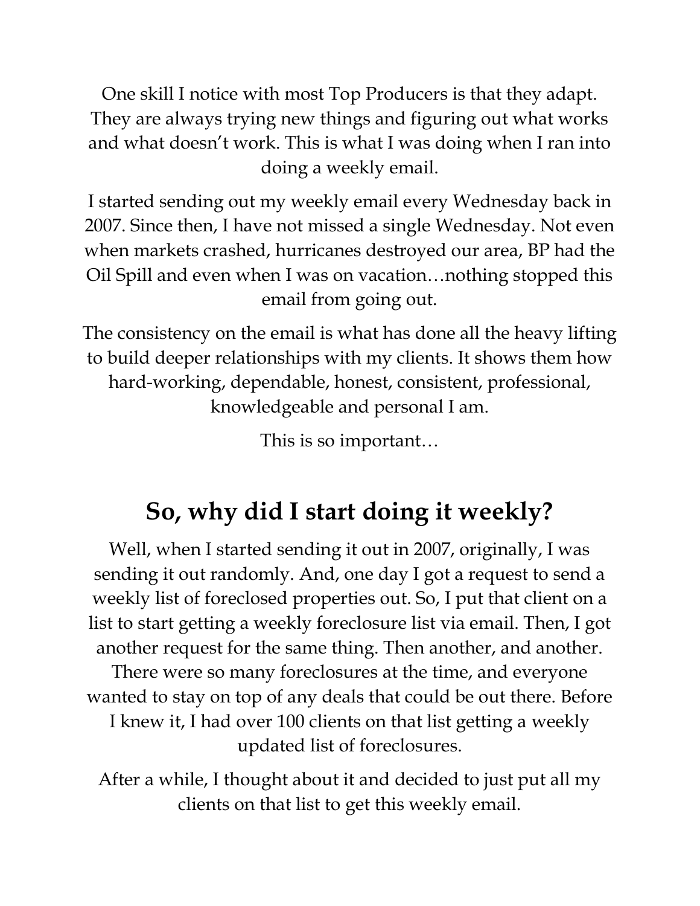One skill I notice with most Top Producers is that they adapt. They are always trying new things and figuring out what works and what doesn't work. This is what I was doing when I ran into doing a weekly email.

I started sending out my weekly email every Wednesday back in 2007. Since then, I have not missed a single Wednesday. Not even when markets crashed, hurricanes destroyed our area, BP had the Oil Spill and even when I was on vacation…nothing stopped this email from going out.

The consistency on the email is what has done all the heavy lifting to build deeper relationships with my clients. It shows them how hard-working, dependable, honest, consistent, professional, knowledgeable and personal I am.

This is so important…

## So, why did I start doing it weekly?

Well, when I started sending it out in 2007, originally, I was sending it out randomly. And, one day I got a request to send a weekly list of foreclosed properties out. So, I put that client on a list to start getting a weekly foreclosure list via email. Then, I got another request for the same thing. Then another, and another. There were so many foreclosures at the time, and everyone wanted to stay on top of any deals that could be out there. Before I knew it, I had over 100 clients on that list getting a weekly updated list of foreclosures.

After a while, I thought about it and decided to just put all my clients on that list to get this weekly email.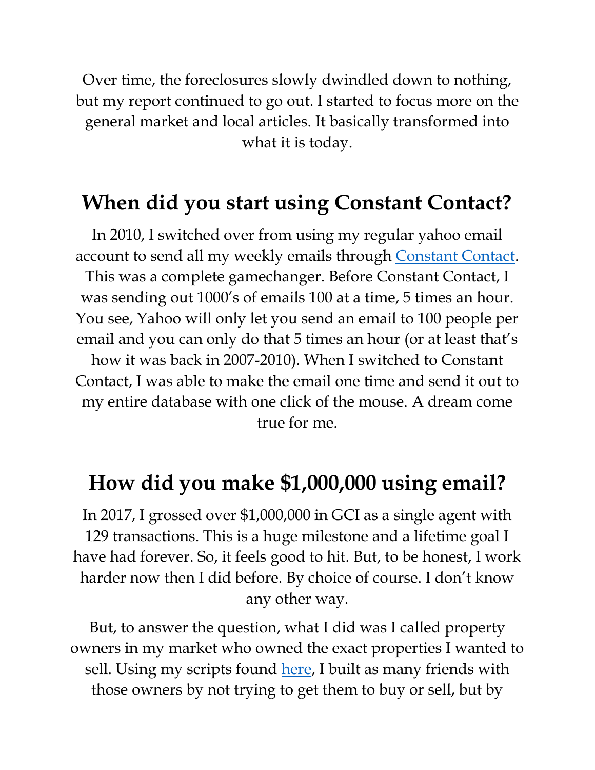Over time, the foreclosures slowly dwindled down to nothing, but my report continued to go out. I started to focus more on the general market and local articles. It basically transformed into what it is today.

## When did you start using Constant Contact?

In 2010, I switched over from using my regular yahoo email account to send all my weekly emails through [Constant Contact](). This was a complete gamechanger. Before Constant Contact, I was sending out 1000's of emails 100 at a time, 5 times an hour. You see, Yahoo will only let you send an email to 100 people per email and you can only do that 5 times an hour (or at least that's how it was back in 2007-2010). When I switched to Constant Contact, I was able to make the email one time and send it out to my entire database with one click of the mouse. A dream come true for me.

## How did you make $1,000,000 using email?

In 2017, I grossed over $1,000,000 in GCI as a single agent with 129 transactions. This is a huge milestone and a lifetime goal I have had forever. So, it feels good to hit. But, to be honest, I work harder now then I did before. By choice of course. I don't know any other way.

But, to answer the question, what I did was I called property owners in my market who owned the exact properties I wanted to sell. Using my scripts found [here](), I built as many friends with those owners by not trying to get them to buy or sell, but by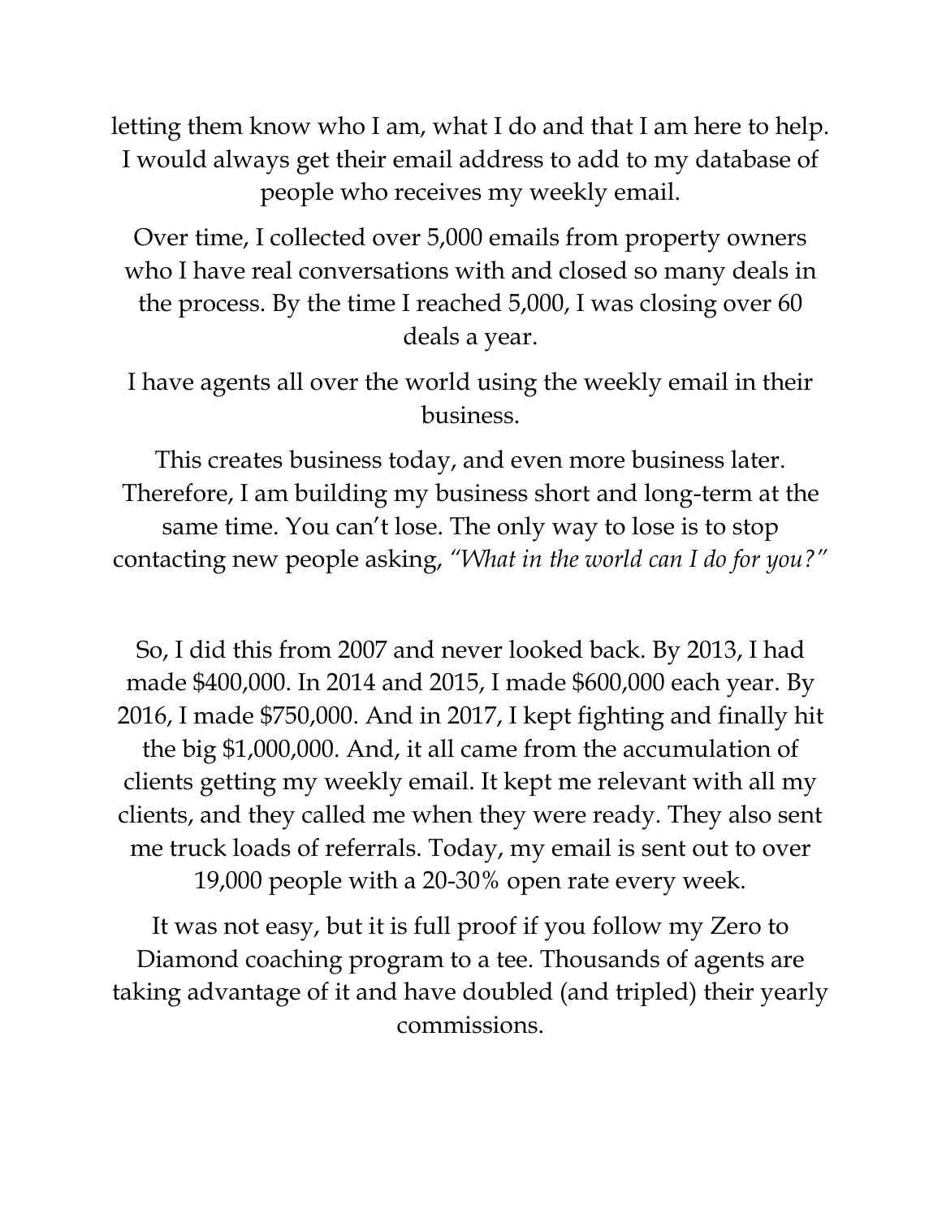letting them know who I am, what I do and that I am here to help. I would always get their email address to add to my database of people who receives my weekly email.

Over time, I collected over 5,000 emails from property owners who I have real conversations with and closed so many deals in the process. By the time I reached 5,000, I was closing over 60 deals a year.

I have agents all over the world using the weekly email in their business.

This creates business today, and even more business later. Therefore, I am building my business short and long-term at the same time. You can't lose. The only way to lose is to stop contacting new people asking, *"What in the world can I do for you?"*

So, I did this from 2007 and never looked back. By 2013, I had made $400,000. In 2014 and 2015, I made $600,000 each year. By 2016, I made $750,000. And in 2017, I kept fighting and finally hit the big $1,000,000. And, it all came from the accumulation of clients getting my weekly email. It kept me relevant with all my clients, and they called me when they were ready. They also sent me truck loads of referrals. Today, my email is sent out to over 19,000 people with a 20-30% open rate every week.

It was not easy, but it is full proof if you follow my Zero to Diamond coaching program to a tee. Thousands of agents are taking advantage of it and have doubled (and tripled) their yearly commissions.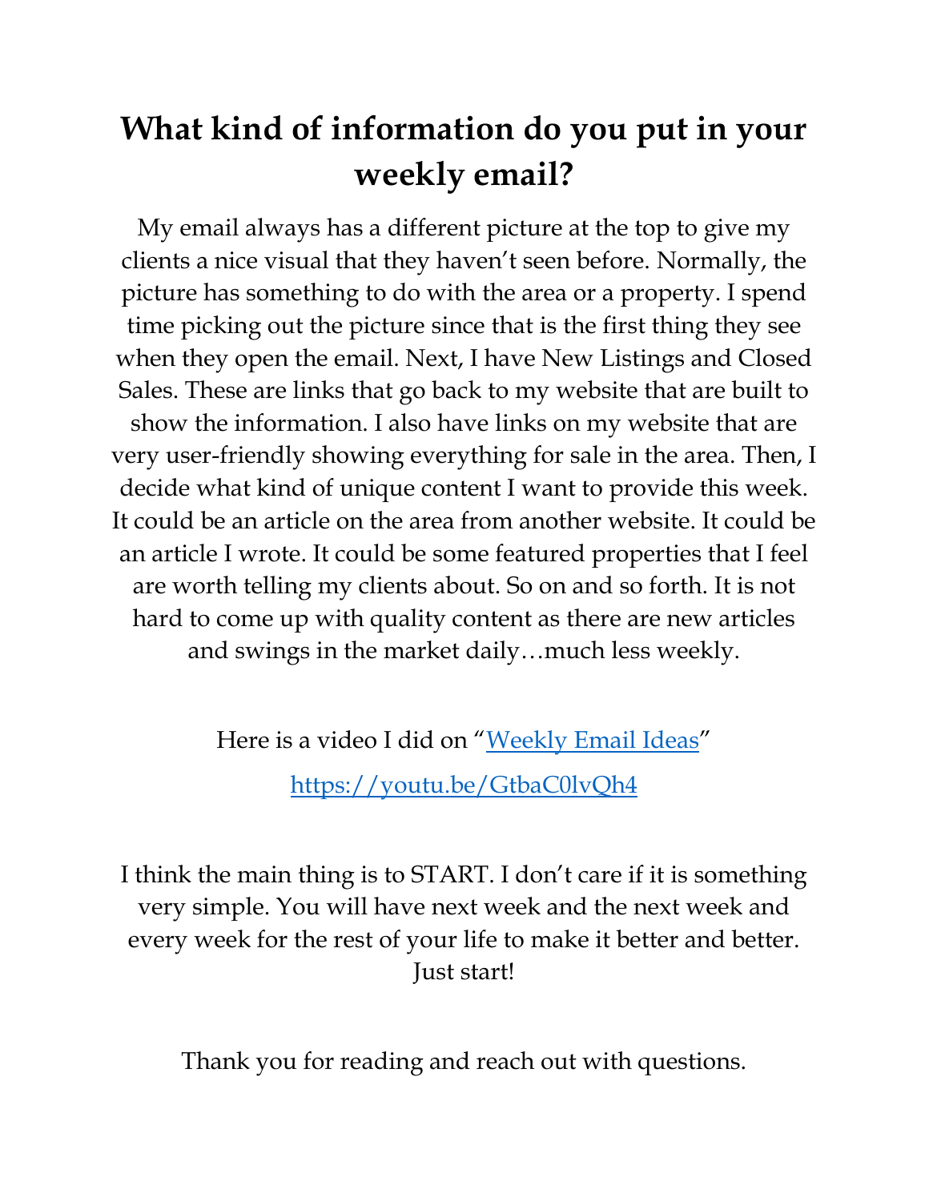# What kind of information do you put in your weekly email?

My email always has a different picture at the top to give my clients a nice visual that they haven't seen before. Normally, the picture has something to do with the area or a property. I spend time picking out the picture since that is the first thing they see when they open the email. Next, I have New Listings and Closed Sales. These are links that go back to my website that are built to show the information. I also have links on my website that are very user-friendly showing everything for sale in the area. Then, I decide what kind of unique content I want to provide this week. It could be an article on the area from another website. It could be an article I wrote. It could be some featured properties that I feel are worth telling my clients about. So on and so forth. It is not hard to come up with quality content as there are new articles and swings in the market daily…much less weekly.

Here is a video I did on "[Weekly Email Ideas](https://youtu.be/GtbaC0lvQh4)"

[https://youtu.be/GtbaC0lvQh4](https://youtu.be/GtbaC0lvQh4)

I think the main thing is to START. I don't care if it is something very simple. You will have next week and the next week and every week for the rest of your life to make it better and better. Just start!

Thank you for reading and reach out with questions.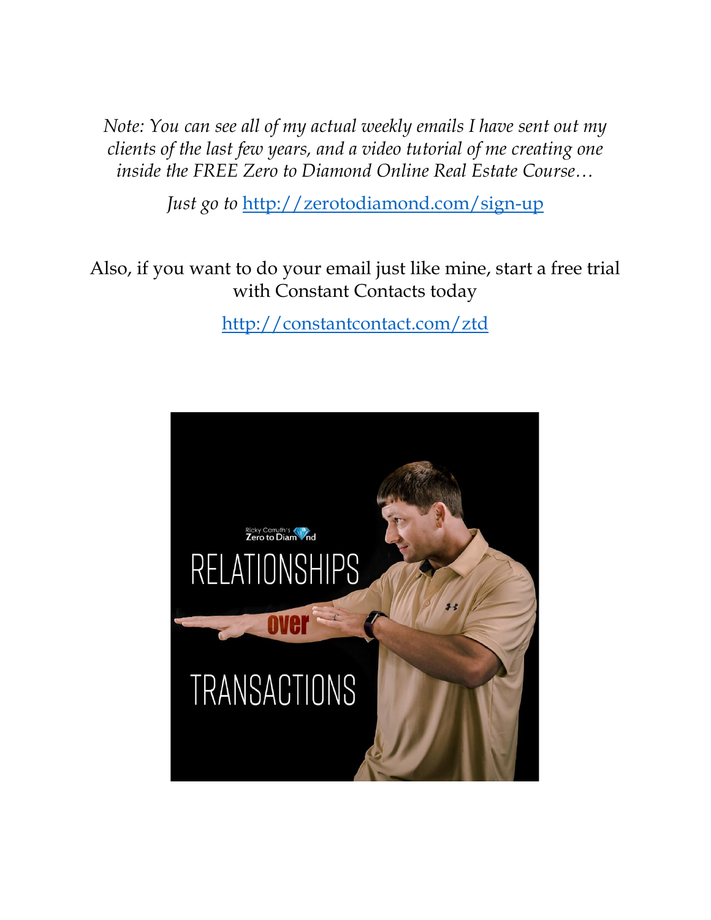*Note: You can see all of my actual weekly emails I have sent out my clients of the last few years, and a video tutorial of me creating one inside the FREE Zero to Diamond Online Real Estate Course…*

*Just go to* [http://zerotodiamond.com/sign-up](http://zerotodiamond.com/sign-up)

Also, if you want to do your email just like mine, start a free trial with Constant Contacts today

[http://constantcontact.com/ztd](http://constantcontact.com/ztd)